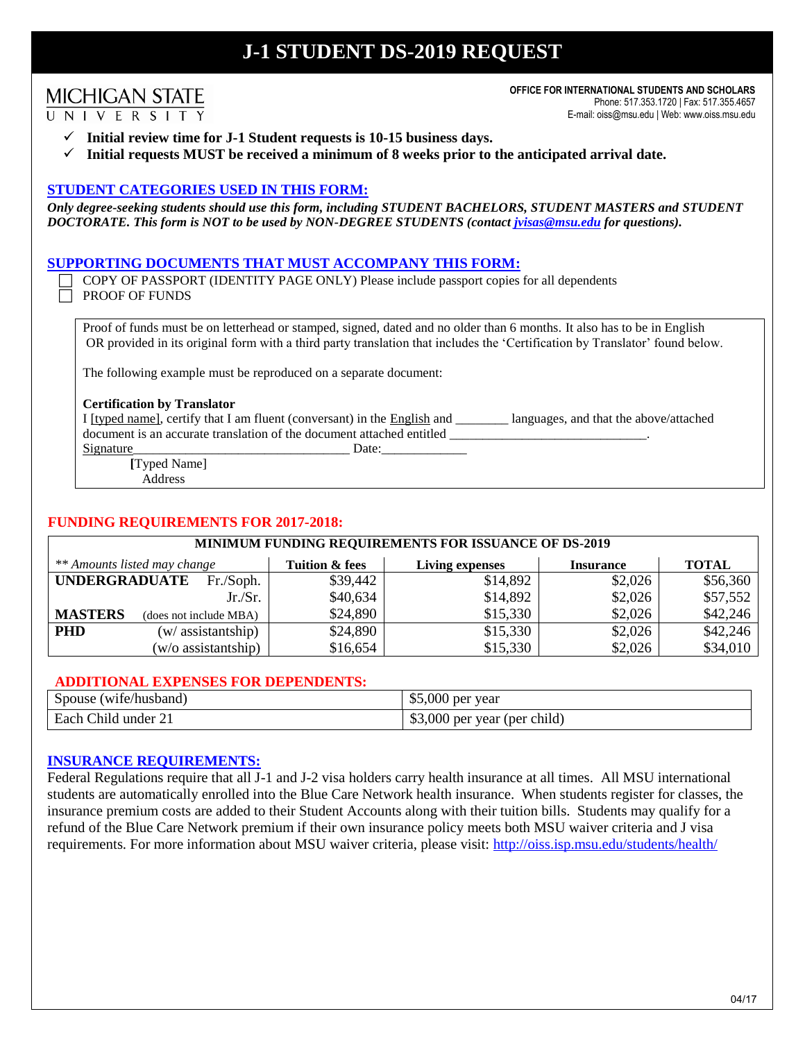# J-1 STUDENT DS-2019 REQUEST

MICHIGAN STATE UNIVERSITY

**OFFICE FOR INTERNATIONAL STUDENTS AND SCHOLARS**
Phone: 517.353.1720 | Fax: 517.355.4657
E-mail: oiss@msu.edu | Web: www.oiss.msu.edu

- ✓ **Initial review time for J-1 Student requests is 10-15 business days.**
- ✓ **Initial requests MUST be received a minimum of 8 weeks prior to the anticipated arrival date.**

## STUDENT CATEGORIES USED IN THIS FORM:

***Only degree-seeking students should use this form, including STUDENT BACHELORS, STUDENT MASTERS and STUDENT DOCTORATE. This form is NOT to be used by NON-DEGREE STUDENTS (contact jvisas@msu.edu for questions).***

## SUPPORTING DOCUMENTS THAT MUST ACCOMPANY THIS FORM:

- ☐ COPY OF PASSPORT (IDENTITY PAGE ONLY) Please include passport copies for all dependents
- ☐ PROOF OF FUNDS

Proof of funds must be on letterhead or stamped, signed, dated and no older than 6 months. It also has to be in English OR provided in its original form with a third party translation that includes the 'Certification by Translator' found below.

The following example must be reproduced on a separate document:

**Certification by Translator**
I [typed name], certify that I am fluent (conversant) in the English and ________ languages, and that the above/attached document is an accurate translation of the document attached entitled ______________________________.
Signature________________________________ Date:____________
**[**Typed Name]
Address

## FUNDING REQUIREMENTS FOR 2017-2018:

| MINIMUM FUNDING REQUIREMENTS FOR ISSUANCE OF DS-2019 | | | | | |
|---|---|---|---|---|---|
| *\*\* Amounts listed may change* | | **Tuition & fees** | **Living expenses** | **Insurance** | **TOTAL** |
| **UNDERGRADUATE** | Fr./Soph. | $39,442 | $14,892 | $2,026 | $56,360 |
| | Jr./Sr. | $40,634 | $14,892 | $2,026 | $57,552 |
| **MASTERS** | (does not include MBA) | $24,890 | $15,330 | $2,026 | $42,246 |
| **PHD** | (w/ assistantship) | $24,890 | $15,330 | $2,026 | $42,246 |
| | (w/o assistantship) | $16,654 | $15,330 | $2,026 | $34,010 |

## ADDITIONAL EXPENSES FOR DEPENDENTS:

| Dependent | Amount |
|---|---|
| Spouse (wife/husband) | $5,000 per year |
| Each Child under 21 | $3,000 per year (per child) |

## INSURANCE REQUIREMENTS:

Federal Regulations require that all J-1 and J-2 visa holders carry health insurance at all times. All MSU international students are automatically enrolled into the Blue Care Network health insurance. When students register for classes, the insurance premium costs are added to their Student Accounts along with their tuition bills. Students may qualify for a refund of the Blue Care Network premium if their own insurance policy meets both MSU waiver criteria and J visa requirements. For more information about MSU waiver criteria, please visit: http://oiss.isp.msu.edu/students/health/

04/17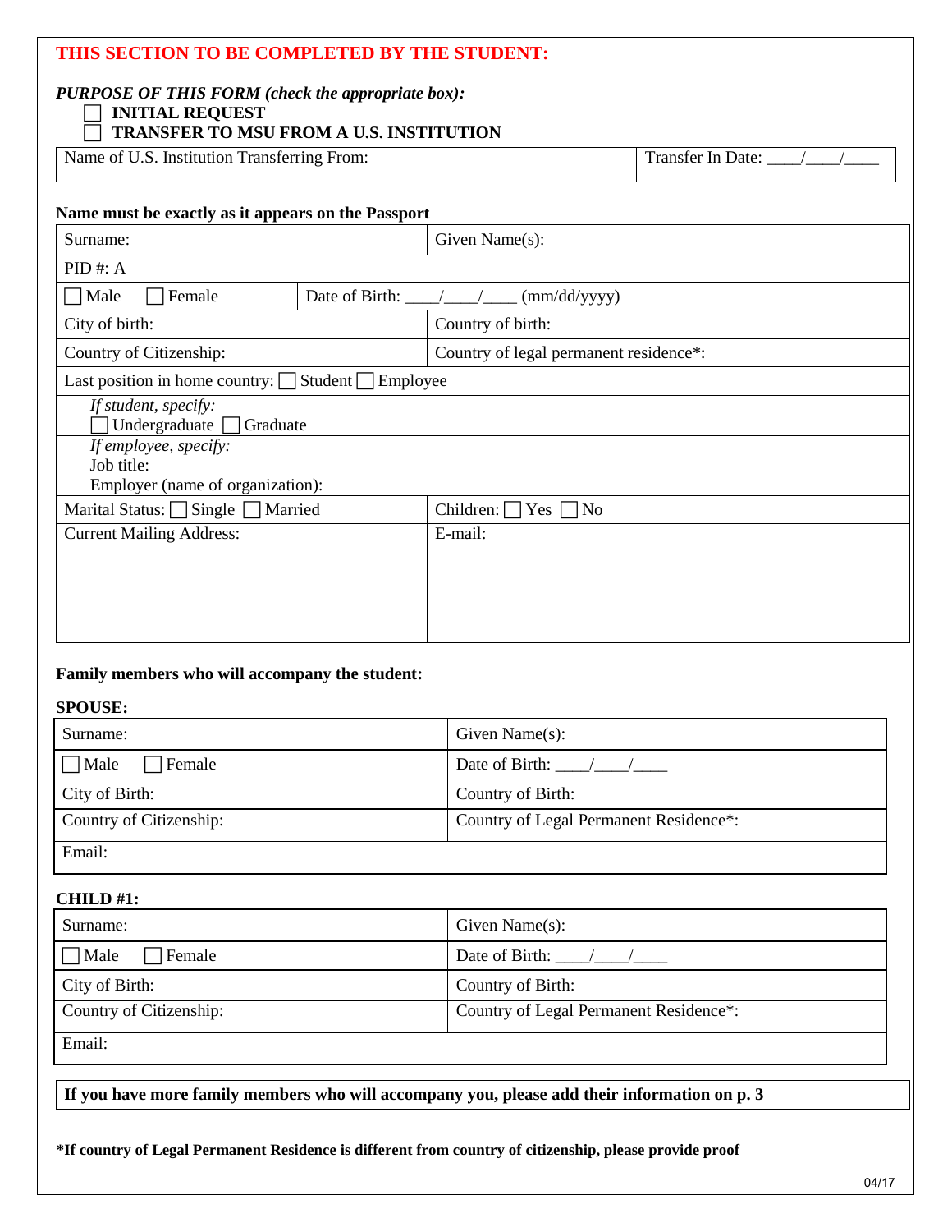## THIS SECTION TO BE COMPLETED BY THE STUDENT:

*PURPOSE OF THIS FORM (check the appropriate box):*

- ☐ **INITIAL REQUEST**
- ☐ **TRANSFER TO MSU FROM A U.S. INSTITUTION**

| Name of U.S. Institution Transferring From: | Transfer In Date: ____/____/____ |
|---|---|

**Name must be exactly as it appears on the Passport**

| | |
|---|---|
| Surname: | Given Name(s): |
| PID #: A | |
| ☐ Male ☐ Female | Date of Birth: ____/____/____ (mm/dd/yyyy) |
| City of birth: | Country of birth: |
| Country of Citizenship: | Country of legal permanent residence*: |
| Last position in home country: ☐ Student ☐ Employee | |
| *If student, specify:* ☐ Undergraduate ☐ Graduate | |
| *If employee, specify:* Job title: Employer (name of organization): | |
| Marital Status: ☐ Single ☐ Married | Children: ☐ Yes ☐ No |
| Current Mailing Address: | E-mail: |

**Family members who will accompany the student:**

**SPOUSE:**

| | |
|---|---|
| Surname: | Given Name(s): |
| ☐ Male ☐ Female | Date of Birth: ____/____/____ |
| City of Birth: | Country of Birth: |
| Country of Citizenship: | Country of Legal Permanent Residence*: |
| Email: | |

**CHILD #1:**

| | |
|---|---|
| Surname: | Given Name(s): |
| ☐ Male ☐ Female | Date of Birth: ____/____/____ |
| City of Birth: | Country of Birth: |
| Country of Citizenship: | Country of Legal Permanent Residence*: |
| Email: | |

**If you have more family members who will accompany you, please add their information on p. 3**

***If country of Legal Permanent Residence is different from country of citizenship, please provide proof**

04/17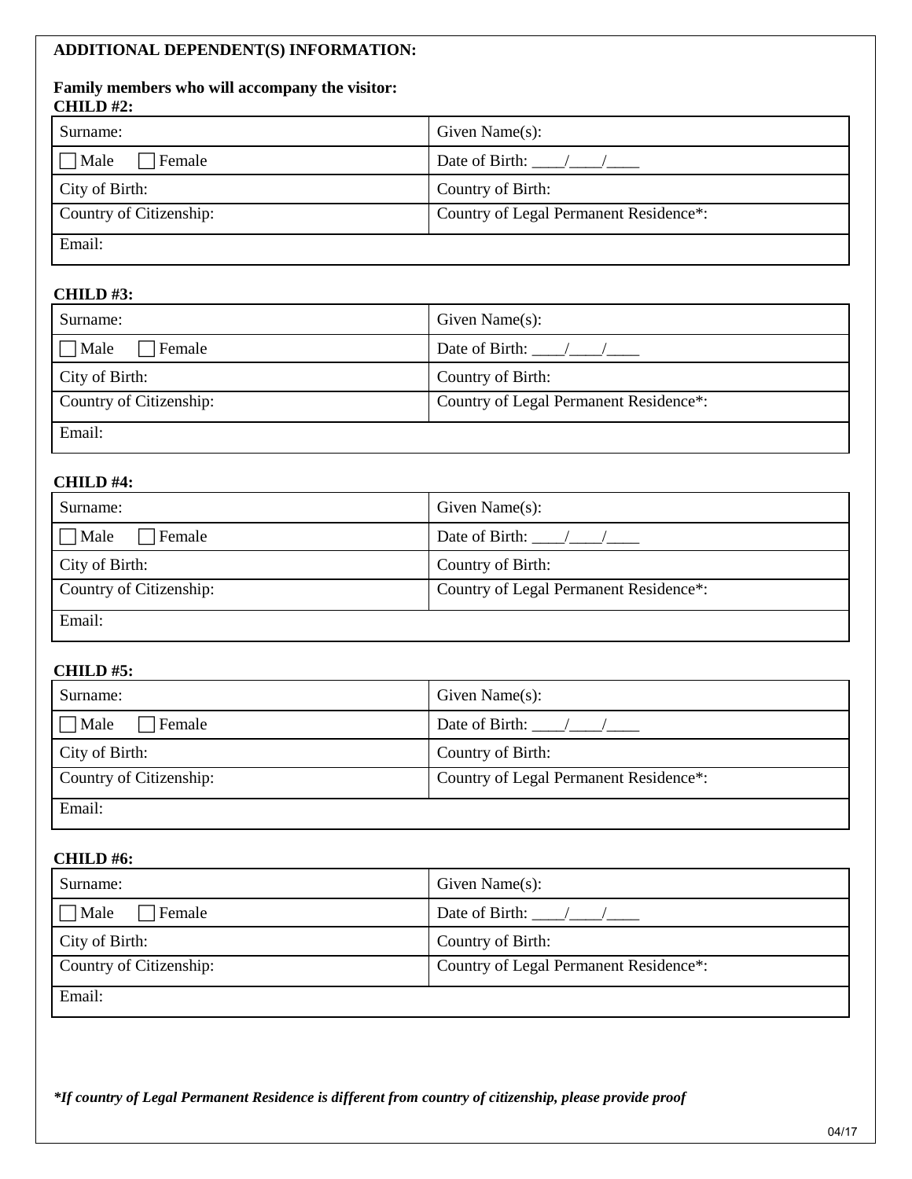**ADDITIONAL DEPENDENT(S) INFORMATION:**

**Family members who will accompany the visitor:**

**CHILD #2:**

| Surname: | Given Name(s): |
|---|---|
| ☐ Male ☐ Female | Date of Birth: \_\_\_\_/\_\_\_\_/\_\_\_\_ |
| City of Birth: | Country of Birth: |
| Country of Citizenship: | Country of Legal Permanent Residence*: |
| Email: | |

**CHILD #3:**

| Surname: | Given Name(s): |
|---|---|
| ☐ Male ☐ Female | Date of Birth: \_\_\_\_/\_\_\_\_/\_\_\_\_ |
| City of Birth: | Country of Birth: |
| Country of Citizenship: | Country of Legal Permanent Residence*: |
| Email: | |

**CHILD #4:**

| Surname: | Given Name(s): |
|---|---|
| ☐ Male ☐ Female | Date of Birth: \_\_\_\_/\_\_\_\_/\_\_\_\_ |
| City of Birth: | Country of Birth: |
| Country of Citizenship: | Country of Legal Permanent Residence*: |
| Email: | |

**CHILD #5:**

| Surname: | Given Name(s): |
|---|---|
| ☐ Male ☐ Female | Date of Birth: \_\_\_\_/\_\_\_\_/\_\_\_\_ |
| City of Birth: | Country of Birth: |
| Country of Citizenship: | Country of Legal Permanent Residence*: |
| Email: | |

**CHILD #6:**

| Surname: | Given Name(s): |
|---|---|
| ☐ Male ☐ Female | Date of Birth: \_\_\_\_/\_\_\_\_/\_\_\_\_ |
| City of Birth: | Country of Birth: |
| Country of Citizenship: | Country of Legal Permanent Residence*: |
| Email: | |

***If country of Legal Permanent Residence is different from country of citizenship, please provide proof***

04/17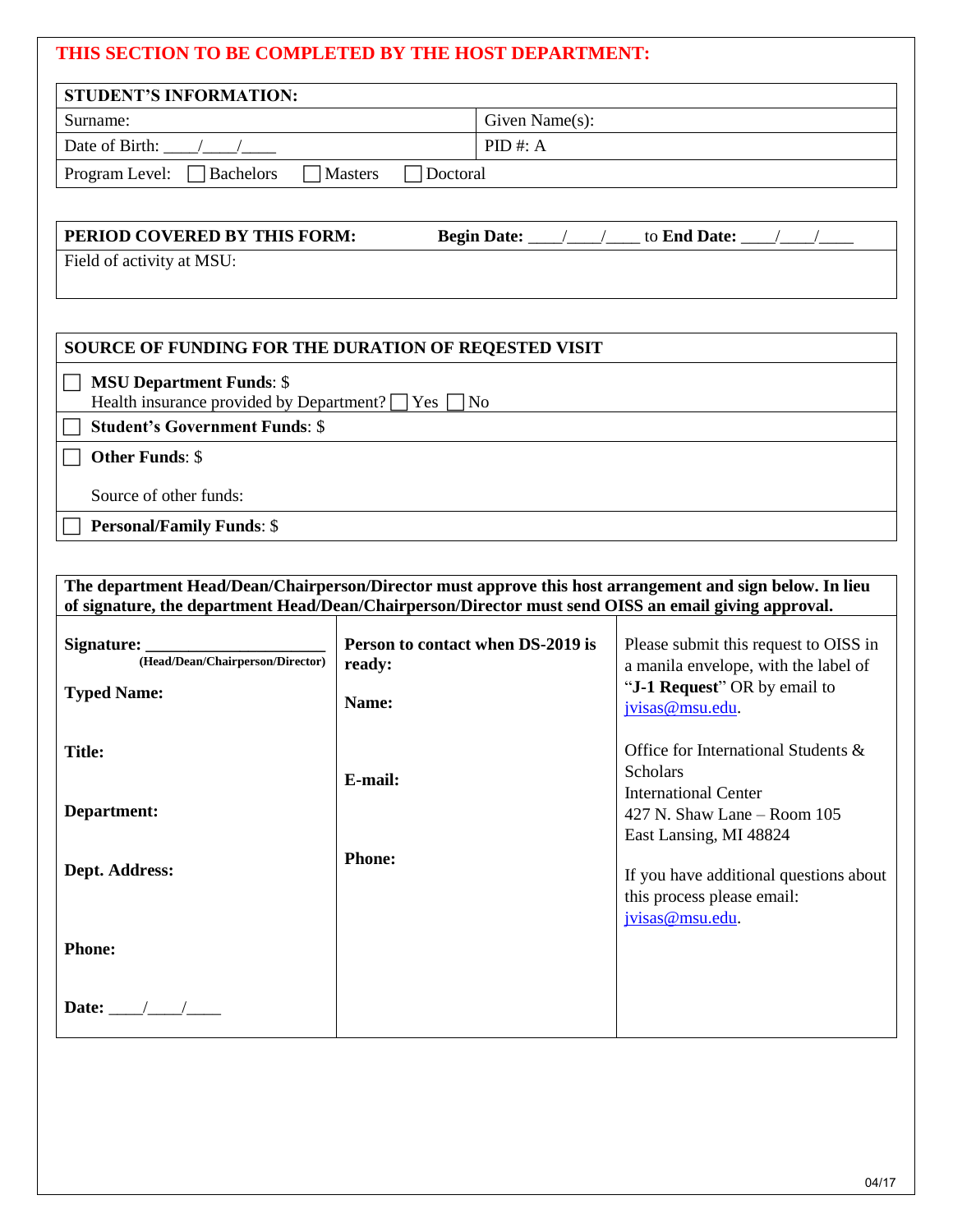## THIS SECTION TO BE COMPLETED BY THE HOST DEPARTMENT:

| STUDENT'S INFORMATION: | |
|---|---|
| Surname: | Given Name(s): |
| Date of Birth: ____/____/____ | PID #: A |
| Program Level: ☐ Bachelors ☐ Masters ☐ Doctoral | |

| PERIOD COVERED BY THIS FORM: | Begin Date: ____/____/____ to End Date: ____/____/____ |
|---|---|
| Field of activity at MSU: | |

| SOURCE OF FUNDING FOR THE DURATION OF REQESTED VISIT |
|---|
| ☐ **MSU Department Funds**: $<br>Health insurance provided by Department? ☐ Yes ☐ No |
| ☐ **Student's Government Funds**: $ |
| ☐ **Other Funds**: $<br><br>Source of other funds: |
| ☐ **Personal/Family Funds**: $ |

**The department Head/Dean/Chairperson/Director must approve this host arrangement and sign below. In lieu of signature, the department Head/Dean/Chairperson/Director must send OISS an email giving approval.**

| | | |
|---|---|---|
| **Signature:** ____________________<br>(Head/Dean/Chairperson/Director)<br><br>**Typed Name:**<br><br>**Title:**<br><br>**Department:**<br><br>**Dept. Address:**<br><br>**Phone:**<br><br>**Date:** ____/____/____ | **Person to contact when DS-2019 is ready:**<br><br>**Name:**<br><br>**E-mail:**<br><br>**Phone:** | Please submit this request to OISS in a manila envelope, with the label of "**J-1 Request**" OR by email to jvisas@msu.edu.<br><br>Office for International Students & Scholars<br>International Center<br>427 N. Shaw Lane – Room 105<br>East Lansing, MI 48824<br><br>If you have additional questions about this process please email: jvisas@msu.edu. |

04/17